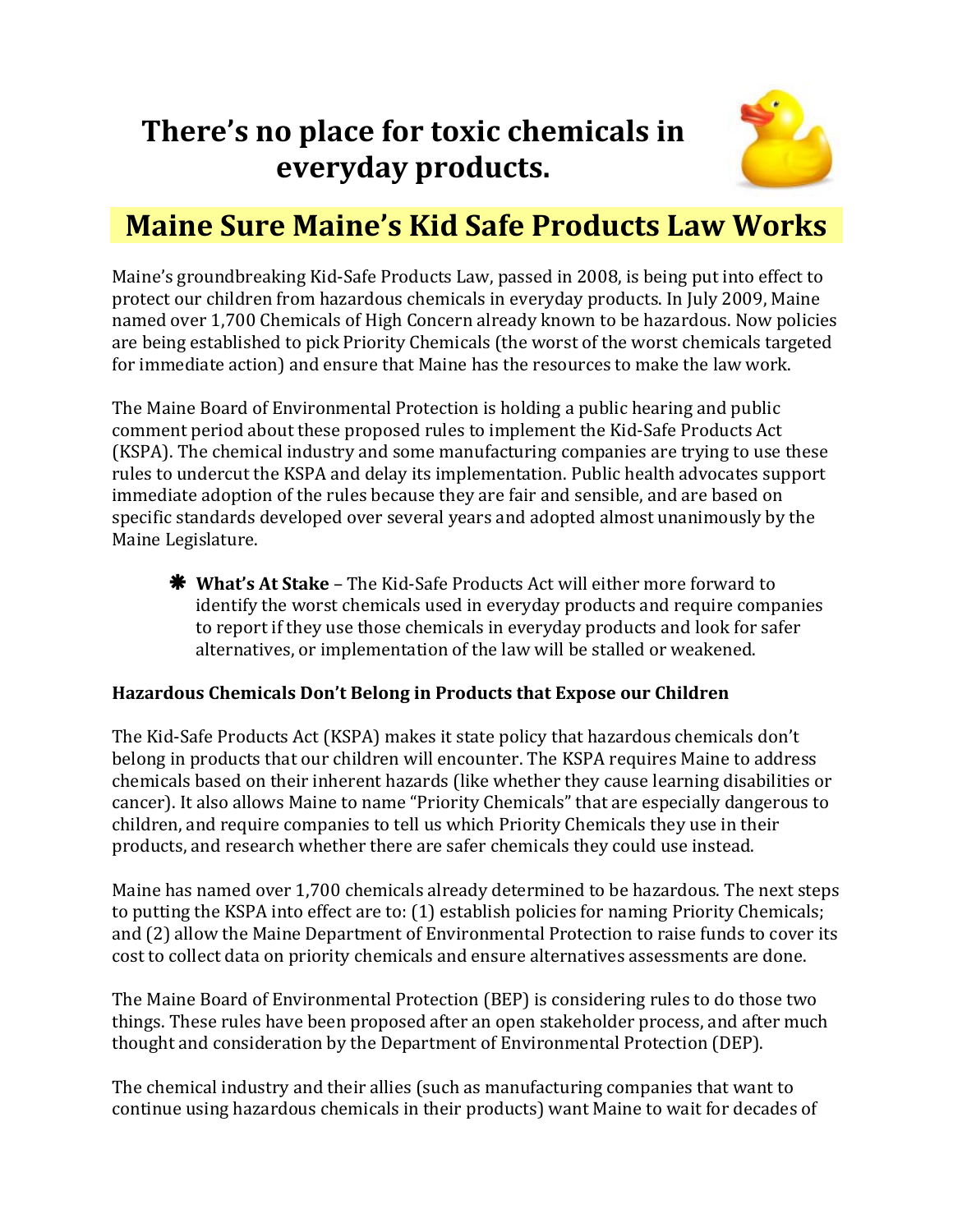# There's no place for toxic chemicals in everyday products.

## Maine Sure Maine's Kid Safe Products Law Works

Maine's groundbreaking Kid-Safe Products Law, passed in 2008, is being put into effect to protect our children from hazardous chemicals in everyday products. In July 2009, Maine named over 1,700 Chemicals of High Concern already known to be hazardous. Now policies are being established to pick Priority Chemicals (the worst of the worst chemicals targeted for immediate action) and ensure that Maine has the resources to make the law work.

The Maine Board of Environmental Protection is holding a public hearing and public comment period about these proposed rules to implement the Kid-Safe Products Act (KSPA). The chemical industry and some manufacturing companies are trying to use these rules to undercut the KSPA and delay its implementation. Public health advocates support immediate adoption of the rules because they are fair and sensible, and are based on specific standards developed over several years and adopted almost unanimously by the Maine Legislature.

- **What's At Stake** – The Kid-Safe Products Act will either more forward to identify the worst chemicals used in everyday products and require companies to report if they use those chemicals in everyday products and look for safer alternatives, or implementation of the law will be stalled or weakened.

**Hazardous Chemicals Don't Belong in Products that Expose our Children**

The Kid-Safe Products Act (KSPA) makes it state policy that hazardous chemicals don't belong in products that our children will encounter. The KSPA requires Maine to address chemicals based on their inherent hazards (like whether they cause learning disabilities or cancer). It also allows Maine to name "Priority Chemicals" that are especially dangerous to children, and require companies to tell us which Priority Chemicals they use in their products, and research whether there are safer chemicals they could use instead.

Maine has named over 1,700 chemicals already determined to be hazardous. The next steps to putting the KSPA into effect are to: (1) establish policies for naming Priority Chemicals; and (2) allow the Maine Department of Environmental Protection to raise funds to cover its cost to collect data on priority chemicals and ensure alternatives assessments are done.

The Maine Board of Environmental Protection (BEP) is considering rules to do those two things. These rules have been proposed after an open stakeholder process, and after much thought and consideration by the Department of Environmental Protection (DEP).

The chemical industry and their allies (such as manufacturing companies that want to continue using hazardous chemicals in their products) want Maine to wait for decades of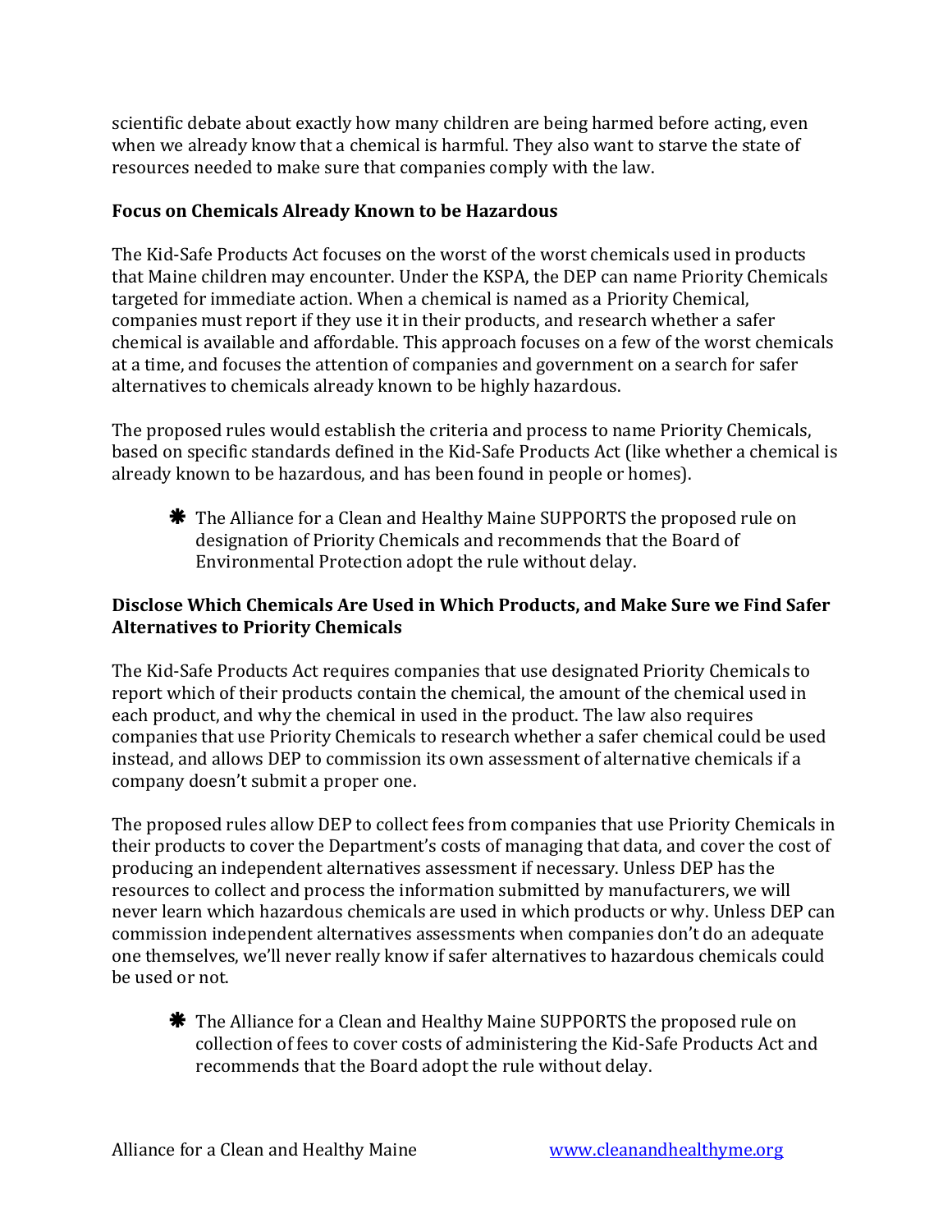scientific debate about exactly how many children are being harmed before acting, even when we already know that a chemical is harmful. They also want to starve the state of resources needed to make sure that companies comply with the law.

**Focus on Chemicals Already Known to be Hazardous**

The Kid-Safe Products Act focuses on the worst of the worst chemicals used in products that Maine children may encounter. Under the KSPA, the DEP can name Priority Chemicals targeted for immediate action. When a chemical is named as a Priority Chemical, companies must report if they use it in their products, and research whether a safer chemical is available and affordable. This approach focuses on a few of the worst chemicals at a time, and focuses the attention of companies and government on a search for safer alternatives to chemicals already known to be highly hazardous.

The proposed rules would establish the criteria and process to name Priority Chemicals, based on specific standards defined in the Kid-Safe Products Act (like whether a chemical is already known to be hazardous, and has been found in people or homes).

- ❋ The Alliance for a Clean and Healthy Maine SUPPORTS the proposed rule on designation of Priority Chemicals and recommends that the Board of Environmental Protection adopt the rule without delay.

**Disclose Which Chemicals Are Used in Which Products, and Make Sure we Find Safer Alternatives to Priority Chemicals**

The Kid-Safe Products Act requires companies that use designated Priority Chemicals to report which of their products contain the chemical, the amount of the chemical used in each product, and why the chemical in used in the product. The law also requires companies that use Priority Chemicals to research whether a safer chemical could be used instead, and allows DEP to commission its own assessment of alternative chemicals if a company doesn't submit a proper one.

The proposed rules allow DEP to collect fees from companies that use Priority Chemicals in their products to cover the Department's costs of managing that data, and cover the cost of producing an independent alternatives assessment if necessary. Unless DEP has the resources to collect and process the information submitted by manufacturers, we will never learn which hazardous chemicals are used in which products or why. Unless DEP can commission independent alternatives assessments when companies don't do an adequate one themselves, we'll never really know if safer alternatives to hazardous chemicals could be used or not.

- ❋ The Alliance for a Clean and Healthy Maine SUPPORTS the proposed rule on collection of fees to cover costs of administering the Kid-Safe Products Act and recommends that the Board adopt the rule without delay.